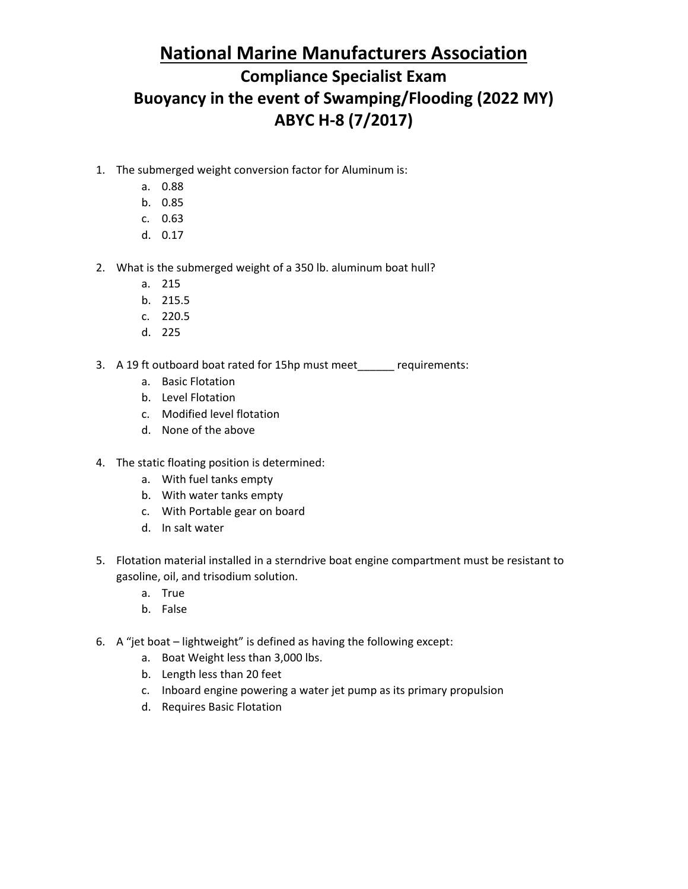# National Marine Manufacturers Association

## Compliance Specialist Exam

## Buoyancy in the event of Swamping/Flooding (2022 MY)

## ABYC H-8 (7/2017)

1. The submerged weight conversion factor for Aluminum is:
   a. 0.88
   b. 0.85
   c. 0.63
   d. 0.17

2. What is the submerged weight of a 350 lb. aluminum boat hull?
   a. 215
   b. 215.5
   c. 220.5
   d. 225

3. A 19 ft outboard boat rated for 15hp must meet______ requirements:
   a. Basic Flotation
   b. Level Flotation
   c. Modified level flotation
   d. None of the above

4. The static floating position is determined:
   a. With fuel tanks empty
   b. With water tanks empty
   c. With Portable gear on board
   d. In salt water

5. Flotation material installed in a sterndrive boat engine compartment must be resistant to gasoline, oil, and trisodium solution.
   a. True
   b. False

6. A "jet boat – lightweight" is defined as having the following except:
   a. Boat Weight less than 3,000 lbs.
   b. Length less than 20 feet
   c. Inboard engine powering a water jet pump as its primary propulsion
   d. Requires Basic Flotation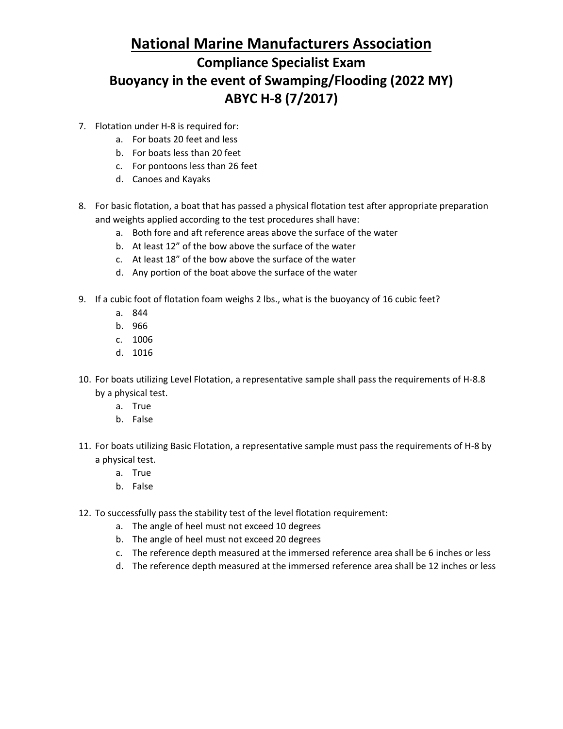# National Marine Manufacturers Association

## Compliance Specialist Exam

## Buoyancy in the event of Swamping/Flooding (2022 MY)

## ABYC H-8 (7/2017)

7. Flotation under H-8 is required for:
   a. For boats 20 feet and less
   b. For boats less than 20 feet
   c. For pontoons less than 26 feet
   d. Canoes and Kayaks

8. For basic flotation, a boat that has passed a physical flotation test after appropriate preparation and weights applied according to the test procedures shall have:
   a. Both fore and aft reference areas above the surface of the water
   b. At least 12" of the bow above the surface of the water
   c. At least 18" of the bow above the surface of the water
   d. Any portion of the boat above the surface of the water

9. If a cubic foot of flotation foam weighs 2 lbs., what is the buoyancy of 16 cubic feet?
   a. 844
   b. 966
   c. 1006
   d. 1016

10. For boats utilizing Level Flotation, a representative sample shall pass the requirements of H-8.8 by a physical test.
    a. True
    b. False

11. For boats utilizing Basic Flotation, a representative sample must pass the requirements of H-8 by a physical test.
    a. True
    b. False

12. To successfully pass the stability test of the level flotation requirement:
    a. The angle of heel must not exceed 10 degrees
    b. The angle of heel must not exceed 20 degrees
    c. The reference depth measured at the immersed reference area shall be 6 inches or less
    d. The reference depth measured at the immersed reference area shall be 12 inches or less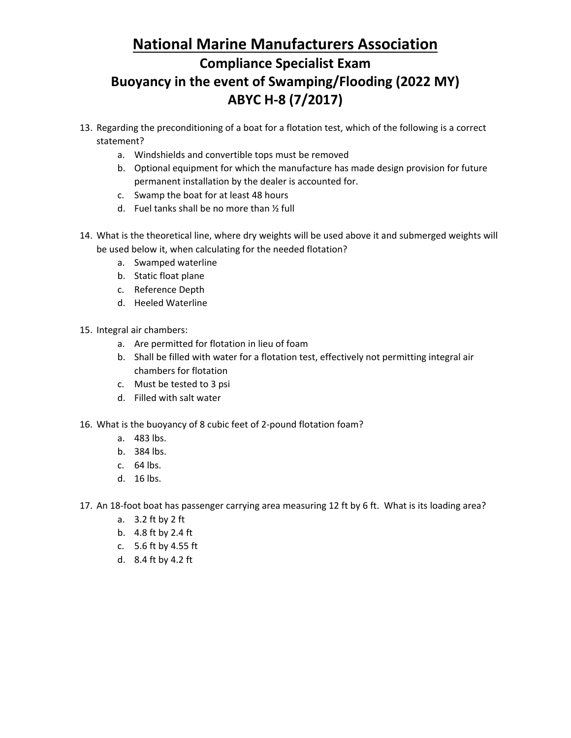# National Marine Manufacturers Association

## Compliance Specialist Exam

## Buoyancy in the event of Swamping/Flooding (2022 MY)

## ABYC H-8 (7/2017)

13. Regarding the preconditioning of a boat for a flotation test, which of the following is a correct statement?
    a. Windshields and convertible tops must be removed
    b. Optional equipment for which the manufacture has made design provision for future permanent installation by the dealer is accounted for.
    c. Swamp the boat for at least 48 hours
    d. Fuel tanks shall be no more than ½ full

14. What is the theoretical line, where dry weights will be used above it and submerged weights will be used below it, when calculating for the needed flotation?
    a. Swamped waterline
    b. Static float plane
    c. Reference Depth
    d. Heeled Waterline

15. Integral air chambers:
    a. Are permitted for flotation in lieu of foam
    b. Shall be filled with water for a flotation test, effectively not permitting integral air chambers for flotation
    c. Must be tested to 3 psi
    d. Filled with salt water

16. What is the buoyancy of 8 cubic feet of 2-pound flotation foam?
    a. 483 lbs.
    b. 384 lbs.
    c. 64 lbs.
    d. 16 lbs.

17. An 18-foot boat has passenger carrying area measuring 12 ft by 6 ft. What is its loading area?
    a. 3.2 ft by 2 ft
    b. 4.8 ft by 2.4 ft
    c. 5.6 ft by 4.55 ft
    d. 8.4 ft by 4.2 ft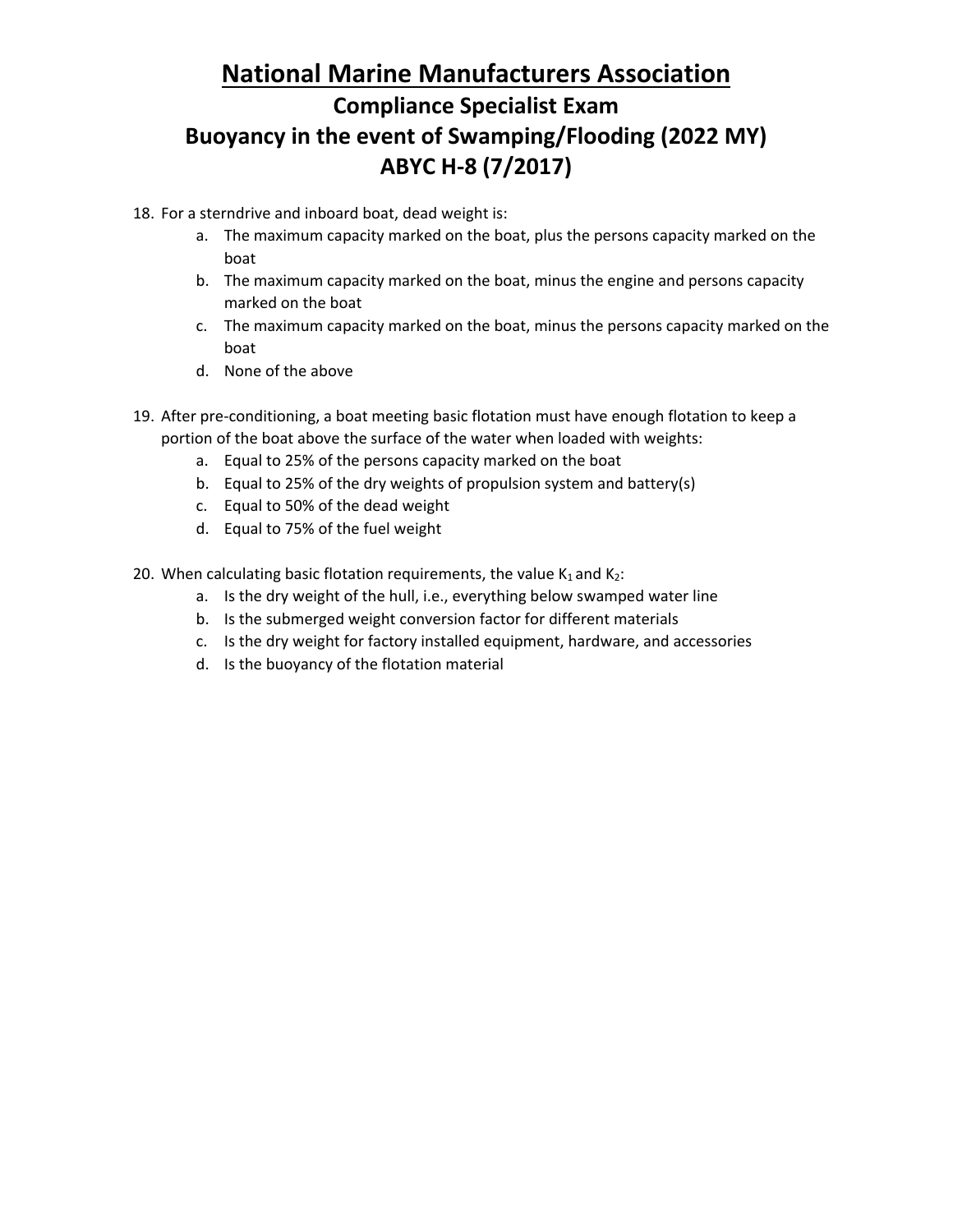# National Marine Manufacturers Association

## Compliance Specialist Exam

## Buoyancy in the event of Swamping/Flooding (2022 MY)

## ABYC H-8 (7/2017)

18. For a sterndrive and inboard boat, dead weight is:
    a. The maximum capacity marked on the boat, plus the persons capacity marked on the boat
    b. The maximum capacity marked on the boat, minus the engine and persons capacity marked on the boat
    c. The maximum capacity marked on the boat, minus the persons capacity marked on the boat
    d. None of the above

19. After pre-conditioning, a boat meeting basic flotation must have enough flotation to keep a portion of the boat above the surface of the water when loaded with weights:
    a. Equal to 25% of the persons capacity marked on the boat
    b. Equal to 25% of the dry weights of propulsion system and battery(s)
    c. Equal to 50% of the dead weight
    d. Equal to 75% of the fuel weight

20. When calculating basic flotation requirements, the value $K_1$ and $K_2$:
    a. Is the dry weight of the hull, i.e., everything below swamped water line
    b. Is the submerged weight conversion factor for different materials
    c. Is the dry weight for factory installed equipment, hardware, and accessories
    d. Is the buoyancy of the flotation material